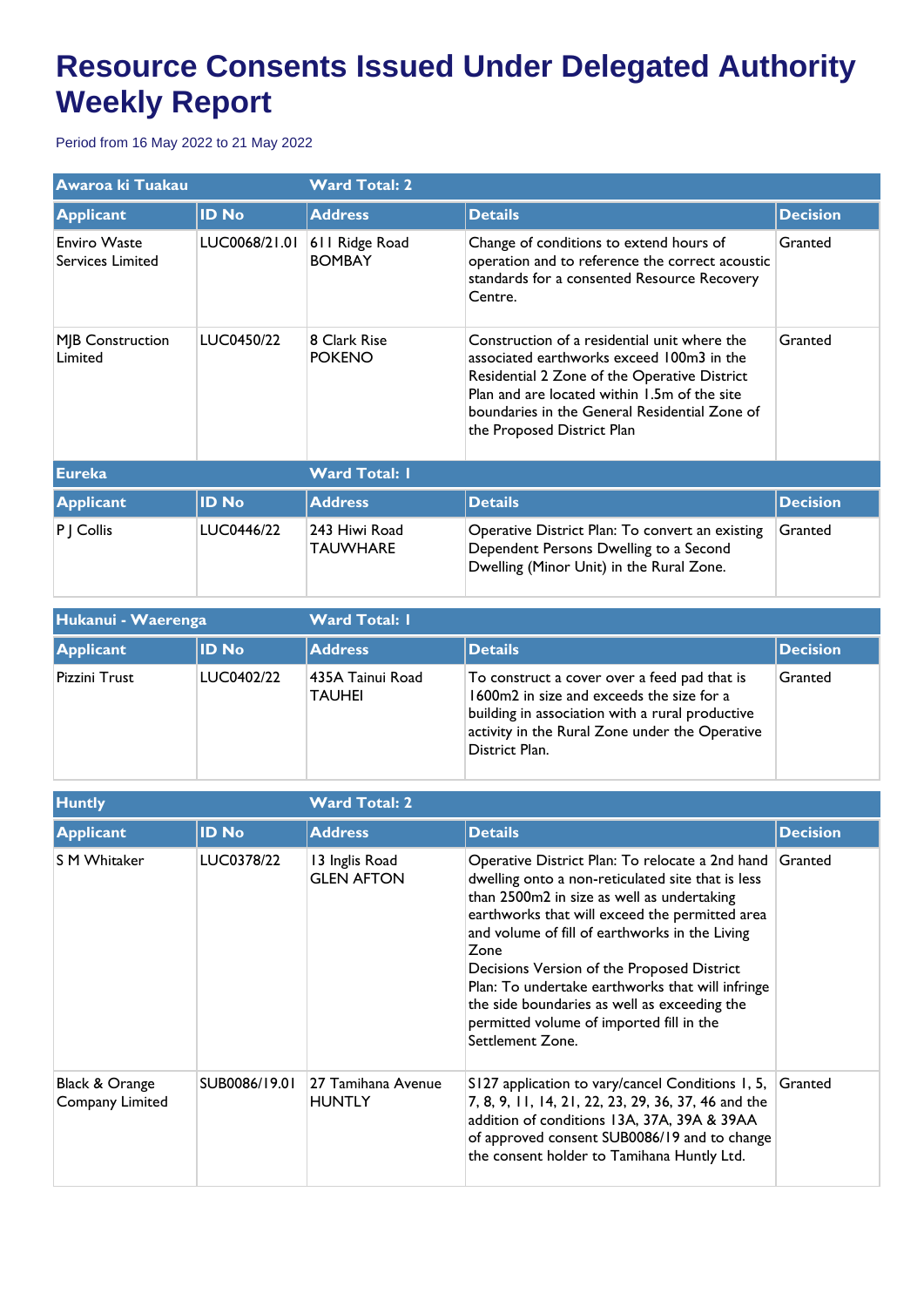# Resource Consents Issued Under Delegated Authority Weekly Report

Period from 16 May 2022 to 21 May 2022

| Awaroa ki Tuakau | | Ward Total: 2 | | |
|---|---|---|---|---|
| **Applicant** | **ID No** | **Address** | **Details** | **Decision** |
| Enviro Waste Services Limited | LUC0068/21.01 | 611 Ridge Road BOMBAY | Change of conditions to extend hours of operation and to reference the correct acoustic standards for a consented Resource Recovery Centre. | Granted |
| MJB Construction Limited | LUC0450/22 | 8 Clark Rise POKENO | Construction of a residential unit where the associated earthworks exceed 100m3 in the Residential 2 Zone of the Operative District Plan and are located within 1.5m of the site boundaries in the General Residential Zone of the Proposed District Plan | Granted |

| Eureka | | Ward Total: 1 | | |
|---|---|---|---|---|
| **Applicant** | **ID No** | **Address** | **Details** | **Decision** |
| P J Collis | LUC0446/22 | 243 Hiwi Road TAUWHARE | Operative District Plan: To convert an existing Dependent Persons Dwelling to a Second Dwelling (Minor Unit) in the Rural Zone. | Granted |

| Hukanui - Waerenga | | Ward Total: 1 | | |
|---|---|---|---|---|
| **Applicant** | **ID No** | **Address** | **Details** | **Decision** |
| Pizzini Trust | LUC0402/22 | 435A Tainui Road TAUHEI | To construct a cover over a feed pad that is 1600m2 in size and exceeds the size for a building in association with a rural productive activity in the Rural Zone under the Operative District Plan. | Granted |

| Huntly | | Ward Total: 2 | | |
|---|---|---|---|---|
| **Applicant** | **ID No** | **Address** | **Details** | **Decision** |
| S M Whitaker | LUC0378/22 | 13 Inglis Road GLEN AFTON | Operative District Plan: To relocate a 2nd hand dwelling onto a non-reticulated site that is less than 2500m2 in size as well as undertaking earthworks that will exceed the permitted area and volume of fill of earthworks in the Living Zone<br>Decisions Version of the Proposed District Plan: To undertake earthworks that will infringe the side boundaries as well as exceeding the permitted volume of imported fill in the Settlement Zone. | Granted |
| Black & Orange Company Limited | SUB0086/19.01 | 27 Tamihana Avenue HUNTLY | S127 application to vary/cancel Conditions 1, 5, 7, 8, 9, 11, 14, 21, 22, 23, 29, 36, 37, 46 and the addition of conditions 13A, 37A, 39A & 39AA of approved consent SUB0086/19 and to change the consent holder to Tamihana Huntly Ltd. | Granted |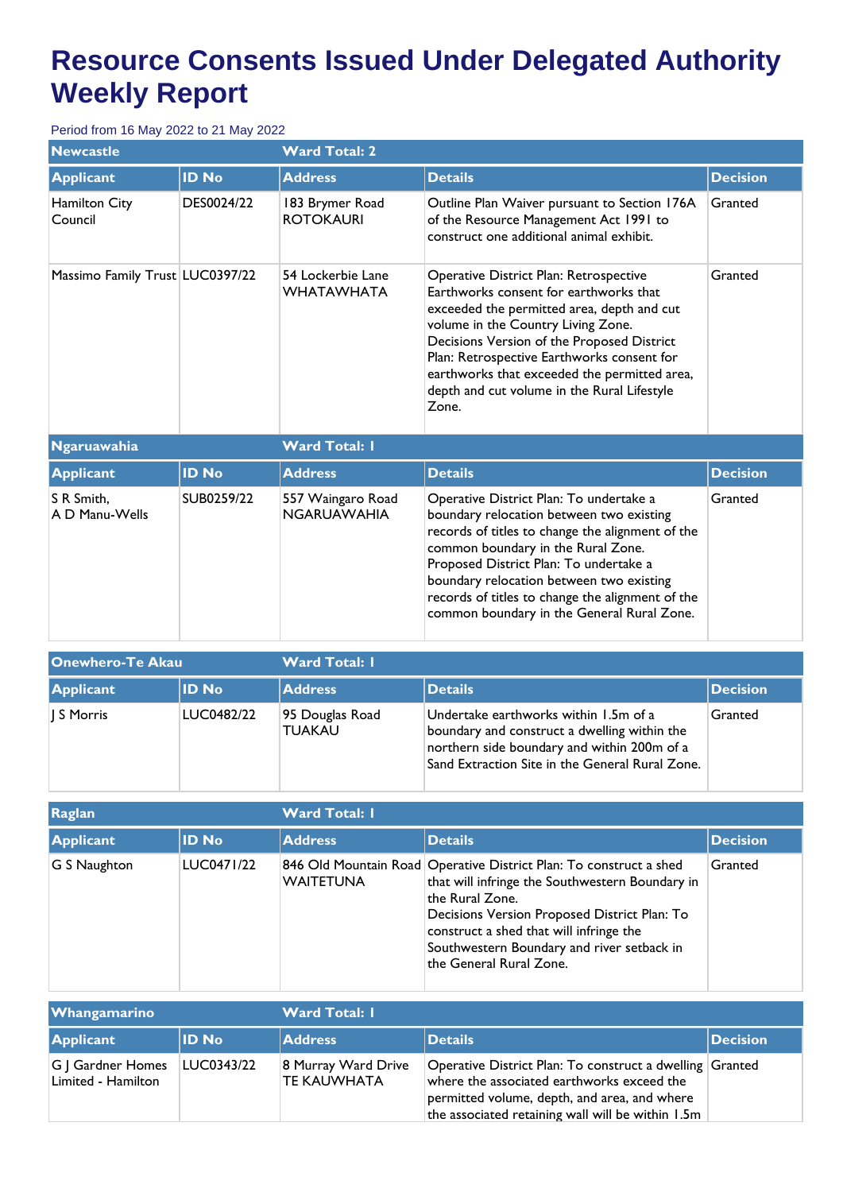# Resource Consents Issued Under Delegated Authority Weekly Report

Period from 16 May 2022 to 21 May 2022

| Newcastle | | Ward Total: 2 | | |
|---|---|---|---|---|
| **Applicant** | **ID No** | **Address** | **Details** | **Decision** |
| Hamilton City Council | DES0024/22 | 183 Brymer Road ROTOKAURI | Outline Plan Waiver pursuant to Section 176A of the Resource Management Act 1991 to construct one additional animal exhibit. | Granted |
| Massimo Family Trust | LUC0397/22 | 54 Lockerbie Lane WHATAWHATA | Operative District Plan: Retrospective Earthworks consent for earthworks that exceeded the permitted area, depth and cut volume in the Country Living Zone. Decisions Version of the Proposed District Plan: Retrospective Earthworks consent for earthworks that exceeded the permitted area, depth and cut volume in the Rural Lifestyle Zone. | Granted |

| Ngaruawahia | | Ward Total: 1 | | |
|---|---|---|---|---|
| **Applicant** | **ID No** | **Address** | **Details** | **Decision** |
| S R Smith, A D Manu-Wells | SUB0259/22 | 557 Waingaro Road NGARUAWAHIA | Operative District Plan: To undertake a boundary relocation between two existing records of titles to change the alignment of the common boundary in the Rural Zone. Proposed District Plan: To undertake a boundary relocation between two existing records of titles to change the alignment of the common boundary in the General Rural Zone. | Granted |

| Onewhero-Te Akau | | Ward Total: 1 | | |
|---|---|---|---|---|
| **Applicant** | **ID No** | **Address** | **Details** | **Decision** |
| J S Morris | LUC0482/22 | 95 Douglas Road TUAKAU | Undertake earthworks within 1.5m of a boundary and construct a dwelling within the northern side boundary and within 200m of a Sand Extraction Site in the General Rural Zone. | Granted |

| Raglan | | Ward Total: 1 | | |
|---|---|---|---|---|
| **Applicant** | **ID No** | **Address** | **Details** | **Decision** |
| G S Naughton | LUC0471/22 | 846 Old Mountain Road WAITETUNA | Operative District Plan: To construct a shed that will infringe the Southwestern Boundary in the Rural Zone. Decisions Version Proposed District Plan: To construct a shed that will infringe the Southwestern Boundary and river setback in the General Rural Zone. | Granted |

| Whangamarino | | Ward Total: 1 | | |
|---|---|---|---|---|
| **Applicant** | **ID No** | **Address** | **Details** | **Decision** |
| G J Gardner Homes Limited - Hamilton | LUC0343/22 | 8 Murray Ward Drive TE KAUWHATA | Operative District Plan: To construct a dwelling where the associated earthworks exceed the permitted volume, depth, and area, and where the associated retaining wall will be within 1.5m | Granted |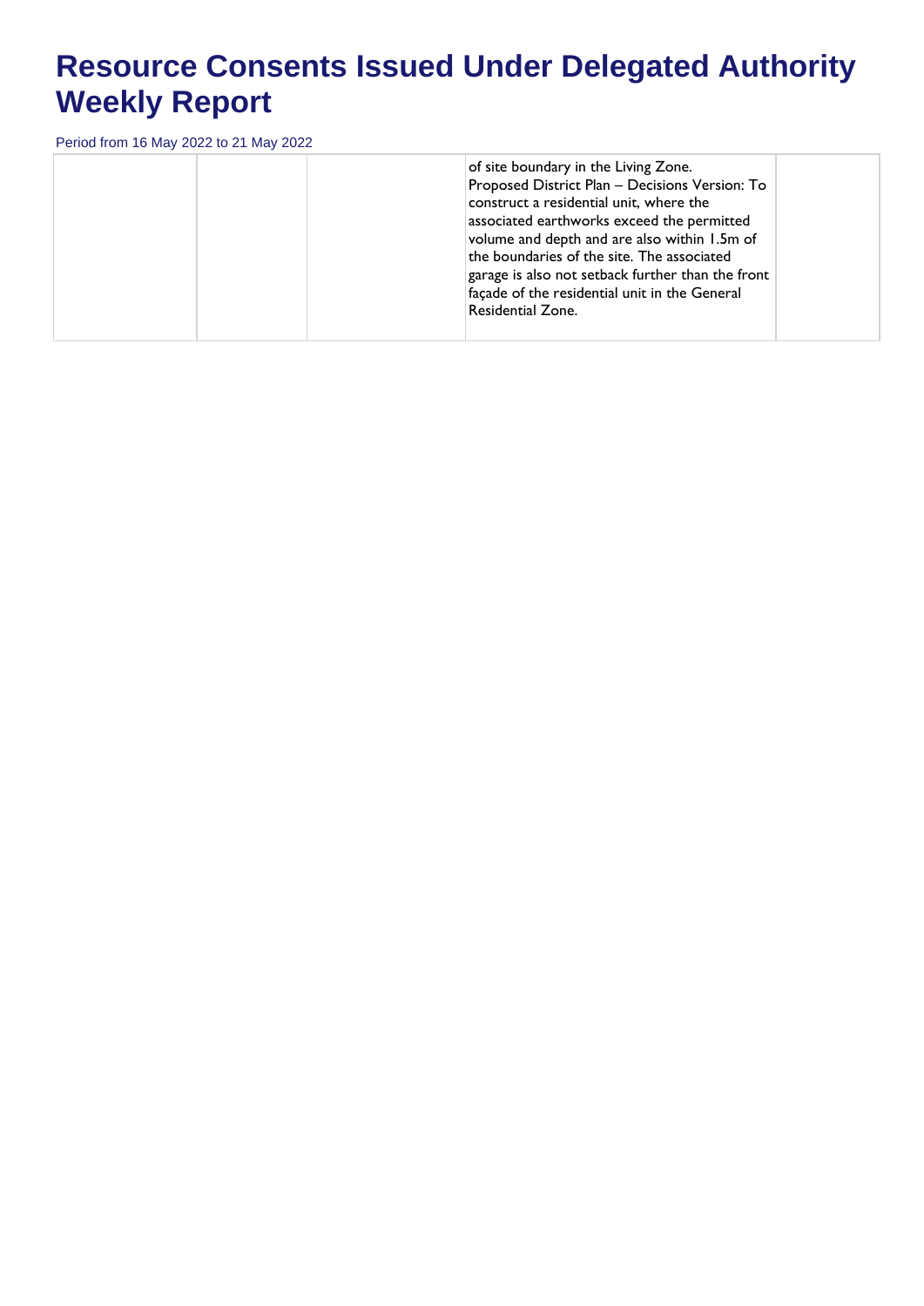# Resource Consents Issued Under Delegated Authority Weekly Report

Period from 16 May 2022 to 21 May 2022

| | | | | |
|---|---|---|---|---|
| | | | of site boundary in the Living Zone. Proposed District Plan – Decisions Version: To construct a residential unit, where the associated earthworks exceed the permitted volume and depth and are also within 1.5m of the boundaries of the site. The associated garage is also not setback further than the front façade of the residential unit in the General Residential Zone. | |